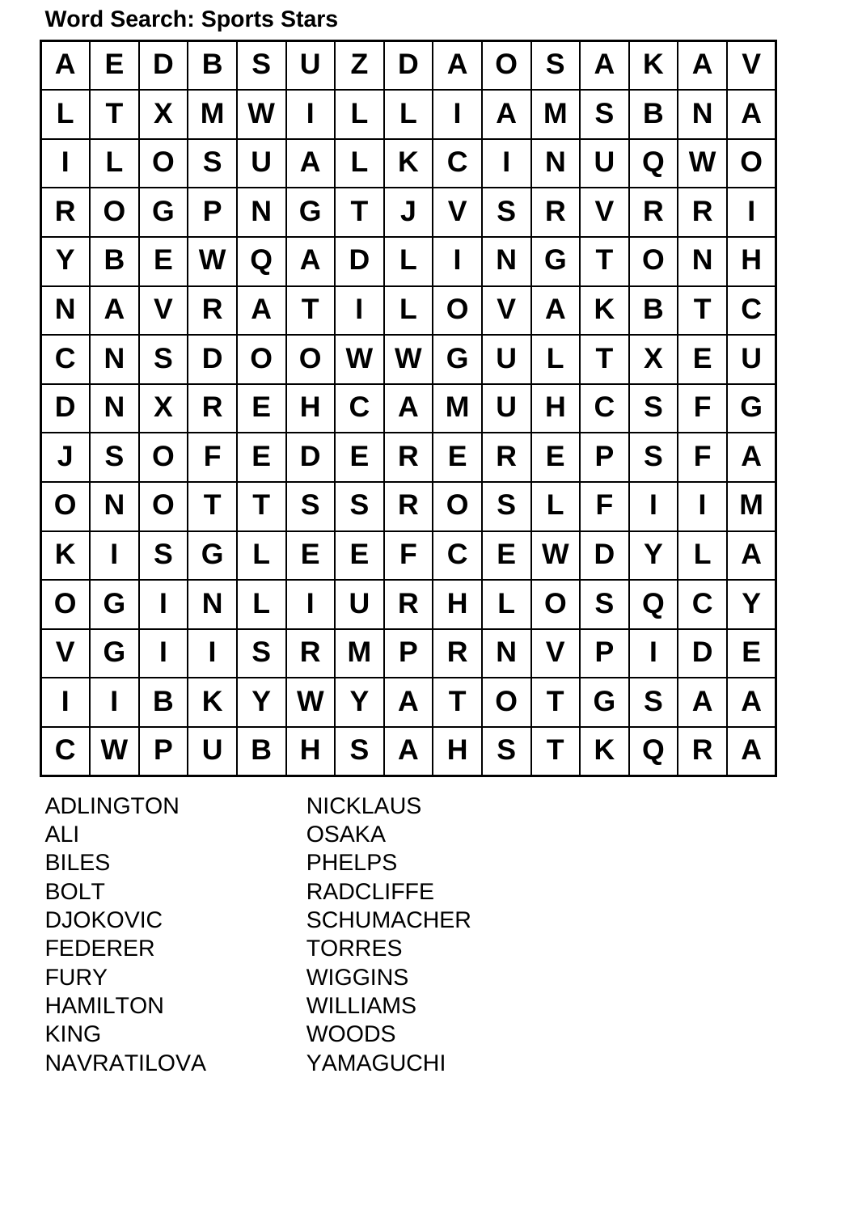**Word Search: Sports Stars**

| | | | | | | | | | | | | | | |
|---|---|---|---|---|---|---|---|---|---|---|---|---|---|---|
| A | E | D | B | S | U | Z | D | A | O | S | A | K | A | V |
| L | T | X | M | W | I | L | L | I | A | M | S | B | N | A |
| I | L | O | S | U | A | L | K | C | I | N | U | Q | W | O |
| R | O | G | P | N | G | T | J | V | S | R | V | R | R | I |
| Y | B | E | W | Q | A | D | L | I | N | G | T | O | N | H |
| N | A | V | R | A | T | I | L | O | V | A | K | B | T | C |
| C | N | S | D | O | O | W | W | G | U | L | T | X | E | U |
| D | N | X | R | E | H | C | A | M | U | H | C | S | F | G |
| J | S | O | F | E | D | E | R | E | R | E | P | S | F | A |
| O | N | O | T | T | S | S | R | O | S | L | F | I | I | M |
| K | I | S | G | L | E | E | F | C | E | W | D | Y | L | A |
| O | G | I | N | L | I | U | R | H | L | O | S | Q | C | Y |
| V | G | I | I | S | R | M | P | R | N | V | P | I | D | E |
| I | I | B | K | Y | W | Y | A | T | O | T | G | S | A | A |
| C | W | P | U | B | H | S | A | H | S | T | K | Q | R | A |

ADLINGTON
ALI
BILES
BOLT
DJOKOVIC
FEDERER
FURY
HAMILTON
KING
NAVRATILOVA
NICKLAUS
OSAKA
PHELPS
RADCLIFFE
SCHUMACHER
TORRES
WIGGINS
WILLIAMS
WOODS
YAMAGUCHI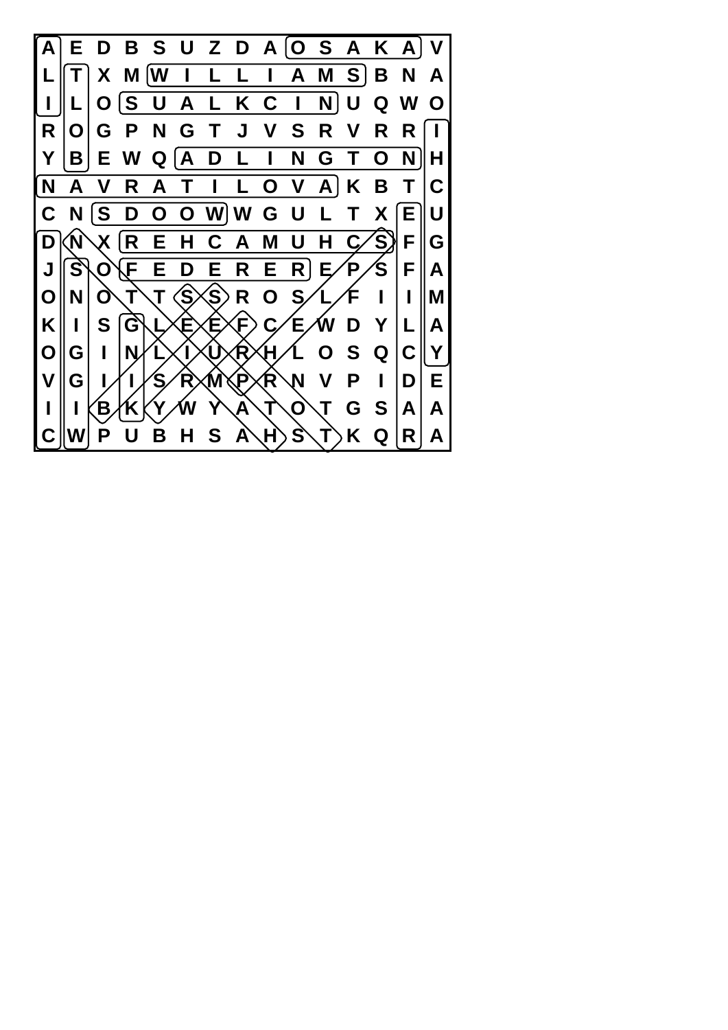| | | | | | | | | | | | | | | |
|---|---|---|---|---|---|---|---|---|---|---|---|---|---|---|
| A | E | D | B | S | U | Z | D | A | O | S | A | K | A | V |
| L | T | X | M | W | I | L | L | I | A | M | S | B | N | A |
| I | L | O | S | U | A | L | K | C | I | N | U | Q | W | O |
| R | O | G | P | N | G | T | J | V | S | R | V | R | R | I |
| Y | B | E | W | Q | A | D | L | I | N | G | T | O | N | H |
| N | A | V | R | A | T | I | L | O | V | A | K | B | T | C |
| C | N | S | D | O | O | W | W | G | U | L | T | X | E | U |
| D | N | X | R | E | H | C | A | M | U | H | C | S | F | G |
| J | S | O | F | E | D | E | R | E | R | E | P | S | F | A |
| O | N | O | T | T | S | S | R | O | S | L | F | I | I | M |
| K | I | S | G | L | E | E | F | C | E | W | D | Y | L | A |
| O | G | I | N | L | I | U | R | H | L | O | S | Q | C | Y |
| V | G | I | I | S | R | M | P | R | N | V | P | I | D | E |
| I | I | B | K | Y | W | Y | A | T | O | T | G | S | A | A |
| C | W | P | U | B | H | S | A | H | S | T | K | Q | R | A |